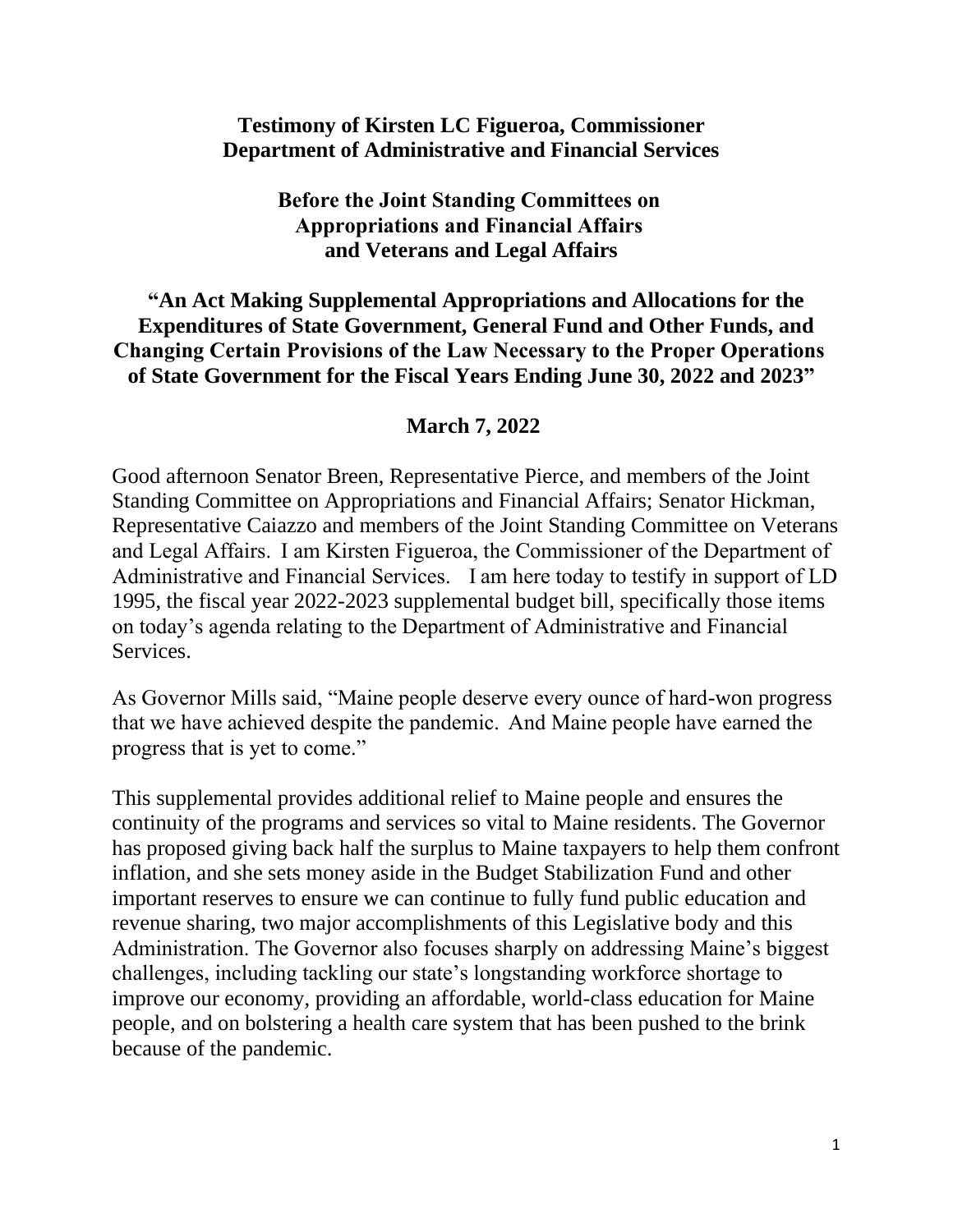**Testimony of Kirsten LC Figueroa, Commissioner**
**Department of Administrative and Financial Services**

**Before the Joint Standing Committees on**
**Appropriations and Financial Affairs**
**and Veterans and Legal Affairs**

**"An Act Making Supplemental Appropriations and Allocations for the Expenditures of State Government, General Fund and Other Funds, and Changing Certain Provisions of the Law Necessary to the Proper Operations of State Government for the Fiscal Years Ending June 30, 2022 and 2023"**

**March 7, 2022**

Good afternoon Senator Breen, Representative Pierce, and members of the Joint Standing Committee on Appropriations and Financial Affairs; Senator Hickman, Representative Caiazzo and members of the Joint Standing Committee on Veterans and Legal Affairs. I am Kirsten Figueroa, the Commissioner of the Department of Administrative and Financial Services. I am here today to testify in support of LD 1995, the fiscal year 2022-2023 supplemental budget bill, specifically those items on today's agenda relating to the Department of Administrative and Financial Services.

As Governor Mills said, "Maine people deserve every ounce of hard-won progress that we have achieved despite the pandemic. And Maine people have earned the progress that is yet to come."

This supplemental provides additional relief to Maine people and ensures the continuity of the programs and services so vital to Maine residents. The Governor has proposed giving back half the surplus to Maine taxpayers to help them confront inflation, and she sets money aside in the Budget Stabilization Fund and other important reserves to ensure we can continue to fully fund public education and revenue sharing, two major accomplishments of this Legislative body and this Administration. The Governor also focuses sharply on addressing Maine's biggest challenges, including tackling our state's longstanding workforce shortage to improve our economy, providing an affordable, world-class education for Maine people, and on bolstering a health care system that has been pushed to the brink because of the pandemic.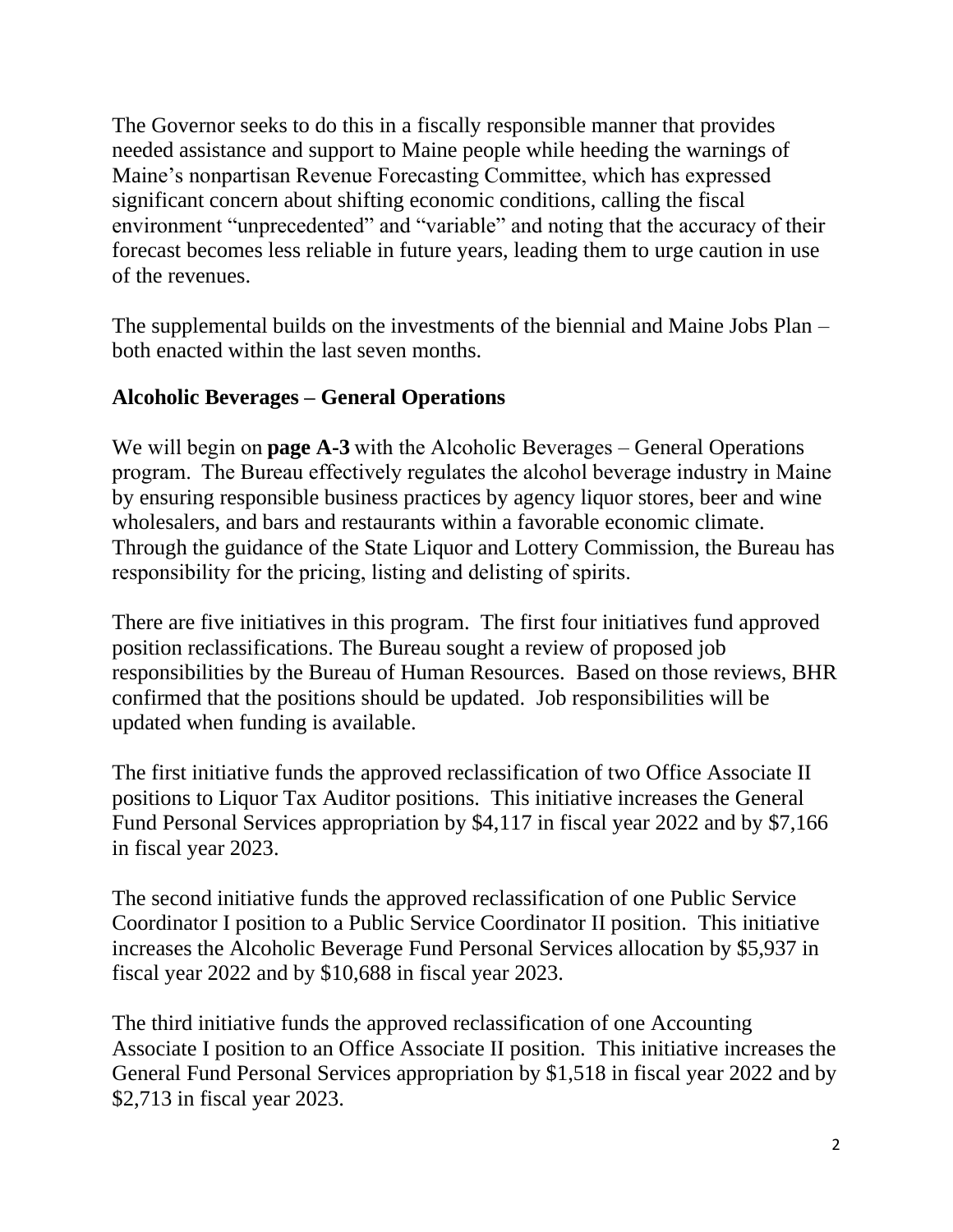The Governor seeks to do this in a fiscally responsible manner that provides needed assistance and support to Maine people while heeding the warnings of Maine's nonpartisan Revenue Forecasting Committee, which has expressed significant concern about shifting economic conditions, calling the fiscal environment "unprecedented" and "variable" and noting that the accuracy of their forecast becomes less reliable in future years, leading them to urge caution in use of the revenues.

The supplemental builds on the investments of the biennial and Maine Jobs Plan – both enacted within the last seven months.

## Alcoholic Beverages – General Operations

We will begin on **page A-3** with the Alcoholic Beverages – General Operations program. The Bureau effectively regulates the alcohol beverage industry in Maine by ensuring responsible business practices by agency liquor stores, beer and wine wholesalers, and bars and restaurants within a favorable economic climate. Through the guidance of the State Liquor and Lottery Commission, the Bureau has responsibility for the pricing, listing and delisting of spirits.

There are five initiatives in this program. The first four initiatives fund approved position reclassifications. The Bureau sought a review of proposed job responsibilities by the Bureau of Human Resources. Based on those reviews, BHR confirmed that the positions should be updated. Job responsibilities will be updated when funding is available.

The first initiative funds the approved reclassification of two Office Associate II positions to Liquor Tax Auditor positions. This initiative increases the General Fund Personal Services appropriation by $4,117 in fiscal year 2022 and by $7,166 in fiscal year 2023.

The second initiative funds the approved reclassification of one Public Service Coordinator I position to a Public Service Coordinator II position. This initiative increases the Alcoholic Beverage Fund Personal Services allocation by $5,937 in fiscal year 2022 and by $10,688 in fiscal year 2023.

The third initiative funds the approved reclassification of one Accounting Associate I position to an Office Associate II position. This initiative increases the General Fund Personal Services appropriation by $1,518 in fiscal year 2022 and by $2,713 in fiscal year 2023.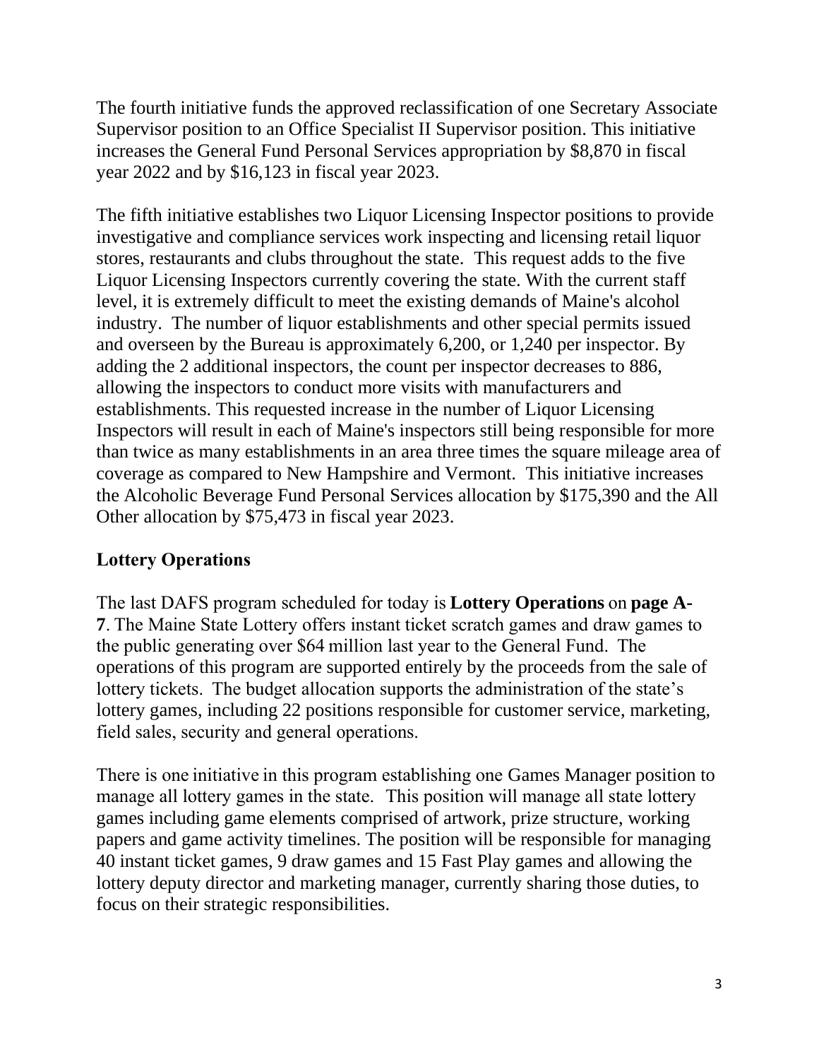The fourth initiative funds the approved reclassification of one Secretary Associate Supervisor position to an Office Specialist II Supervisor position. This initiative increases the General Fund Personal Services appropriation by $8,870 in fiscal year 2022 and by $16,123 in fiscal year 2023.

The fifth initiative establishes two Liquor Licensing Inspector positions to provide investigative and compliance services work inspecting and licensing retail liquor stores, restaurants and clubs throughout the state. This request adds to the five Liquor Licensing Inspectors currently covering the state. With the current staff level, it is extremely difficult to meet the existing demands of Maine's alcohol industry. The number of liquor establishments and other special permits issued and overseen by the Bureau is approximately 6,200, or 1,240 per inspector. By adding the 2 additional inspectors, the count per inspector decreases to 886, allowing the inspectors to conduct more visits with manufacturers and establishments. This requested increase in the number of Liquor Licensing Inspectors will result in each of Maine's inspectors still being responsible for more than twice as many establishments in an area three times the square mileage area of coverage as compared to New Hampshire and Vermont. This initiative increases the Alcoholic Beverage Fund Personal Services allocation by $175,390 and the All Other allocation by $75,473 in fiscal year 2023.

## Lottery Operations

The last DAFS program scheduled for today is **Lottery Operations** on **page A-7**. The Maine State Lottery offers instant ticket scratch games and draw games to the public generating over $64 million last year to the General Fund. The operations of this program are supported entirely by the proceeds from the sale of lottery tickets. The budget allocation supports the administration of the state's lottery games, including 22 positions responsible for customer service, marketing, field sales, security and general operations.

There is one initiative in this program establishing one Games Manager position to manage all lottery games in the state. This position will manage all state lottery games including game elements comprised of artwork, prize structure, working papers and game activity timelines. The position will be responsible for managing 40 instant ticket games, 9 draw games and 15 Fast Play games and allowing the lottery deputy director and marketing manager, currently sharing those duties, to focus on their strategic responsibilities.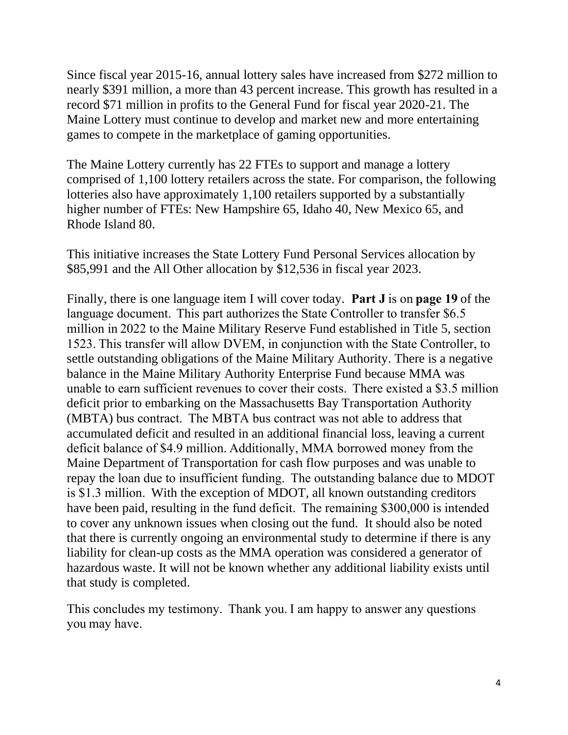Since fiscal year 2015-16, annual lottery sales have increased from $272 million to nearly $391 million, a more than 43 percent increase. This growth has resulted in a record $71 million in profits to the General Fund for fiscal year 2020-21. The Maine Lottery must continue to develop and market new and more entertaining games to compete in the marketplace of gaming opportunities.

The Maine Lottery currently has 22 FTEs to support and manage a lottery comprised of 1,100 lottery retailers across the state. For comparison, the following lotteries also have approximately 1,100 retailers supported by a substantially higher number of FTEs: New Hampshire 65, Idaho 40, New Mexico 65, and Rhode Island 80.

This initiative increases the State Lottery Fund Personal Services allocation by $85,991 and the All Other allocation by $12,536 in fiscal year 2023.

Finally, there is one language item I will cover today. **Part J** is on **page 19** of the language document. This part authorizes the State Controller to transfer $6.5 million in 2022 to the Maine Military Reserve Fund established in Title 5, section 1523. This transfer will allow DVEM, in conjunction with the State Controller, to settle outstanding obligations of the Maine Military Authority. There is a negative balance in the Maine Military Authority Enterprise Fund because MMA was unable to earn sufficient revenues to cover their costs. There existed a $3.5 million deficit prior to embarking on the Massachusetts Bay Transportation Authority (MBTA) bus contract. The MBTA bus contract was not able to address that accumulated deficit and resulted in an additional financial loss, leaving a current deficit balance of $4.9 million. Additionally, MMA borrowed money from the Maine Department of Transportation for cash flow purposes and was unable to repay the loan due to insufficient funding. The outstanding balance due to MDOT is $1.3 million. With the exception of MDOT, all known outstanding creditors have been paid, resulting in the fund deficit. The remaining $300,000 is intended to cover any unknown issues when closing out the fund. It should also be noted that there is currently ongoing an environmental study to determine if there is any liability for clean-up costs as the MMA operation was considered a generator of hazardous waste. It will not be known whether any additional liability exists until that study is completed.

This concludes my testimony. Thank you. I am happy to answer any questions you may have.